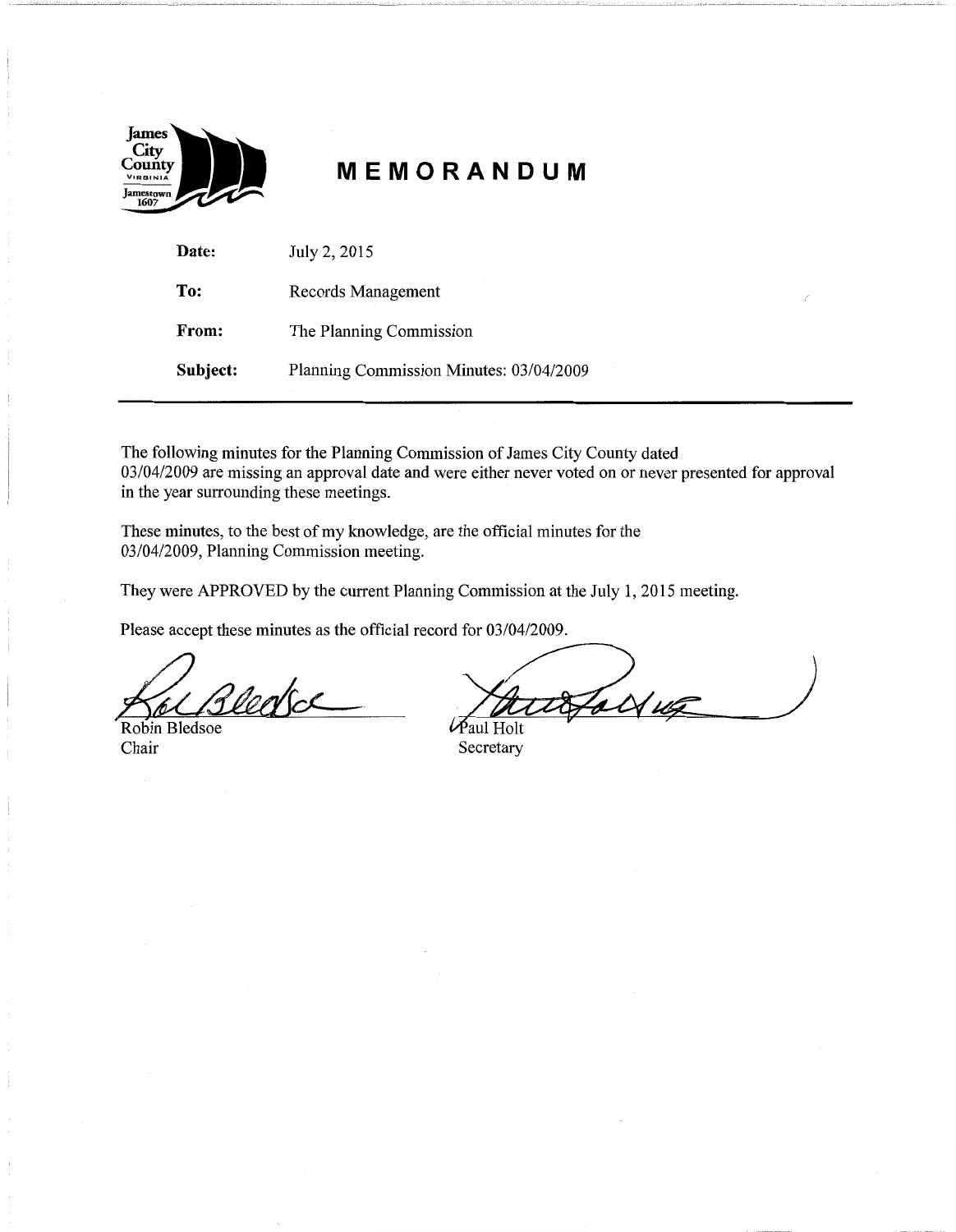James City County VIRGINIA Jamestown 1607

# MEMORANDUM

| | |
|---|---|
| **Date:** | July 2, 2015 |
| **To:** | Records Management |
| **From:** | The Planning Commission |
| **Subject:** | Planning Commission Minutes: 03/04/2009 |

---

The following minutes for the Planning Commission of James City County dated 03/04/2009 are missing an approval date and were either never voted on or never presented for approval in the year surrounding these meetings.

These minutes, to the best of my knowledge, are the official minutes for the 03/04/2009, Planning Commission meeting.

They were APPROVED by the current Planning Commission at the July 1, 2015 meeting.

Please accept these minutes as the official record for 03/04/2009.

Robin Bledsoe
Chair

Paul Holt
Secretary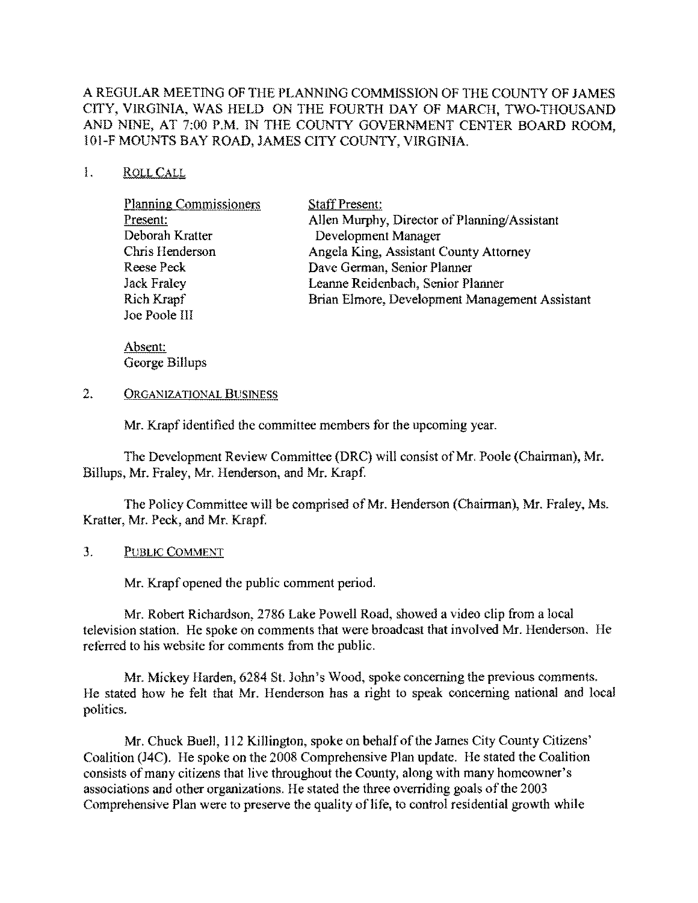A REGULAR MEETING OF THE PLANNING COMMISSION OF THE COUNTY OF JAMES CITY, VIRGINIA, WAS HELD ON THE FOURTH DAY OF MARCH, TWO-THOUSAND AND NINE, AT 7:00 P.M. IN THE COUNTY GOVERNMENT CENTER BOARD ROOM, 101-F MOUNTS BAY ROAD, JAMES CITY COUNTY, VIRGINIA.

1. ROLL CALL

| Planning Commissioners Present: | Staff Present: |
|---|---|
| Deborah Kratter | Allen Murphy, Director of Planning/Assistant Development Manager |
| Chris Henderson | Angela King, Assistant County Attorney |
| Reese Peck | Dave German, Senior Planner |
| Jack Fraley | Leanne Reidenbach, Senior Planner |
| Rich Krapf | Brian Elmore, Development Management Assistant |
| Joe Poole III | |

Absent:
George Billups

2. ORGANIZATIONAL BUSINESS

Mr. Krapf identified the committee members for the upcoming year.

The Development Review Committee (DRC) will consist of Mr. Poole (Chairman), Mr. Billups, Mr. Fraley, Mr. Henderson, and Mr. Krapf.

The Policy Committee will be comprised of Mr. Henderson (Chairman), Mr. Fraley, Ms. Kratter, Mr. Peck, and Mr. Krapf.

3. PUBLIC COMMENT

Mr. Krapf opened the public comment period.

Mr. Robert Richardson, 2786 Lake Powell Road, showed a video clip from a local television station. He spoke on comments that were broadcast that involved Mr. Henderson. He referred to his website for comments from the public.

Mr. Mickey Harden, 6284 St. John's Wood, spoke concerning the previous comments. He stated how he felt that Mr. Henderson has a right to speak concerning national and local politics.

Mr. Chuck Buell, 112 Killington, spoke on behalf of the James City County Citizens' Coalition (J4C). He spoke on the 2008 Comprehensive Plan update. He stated the Coalition consists of many citizens that live throughout the County, along with many homeowner's associations and other organizations. He stated the three overriding goals of the 2003 Comprehensive Plan were to preserve the quality of life, to control residential growth while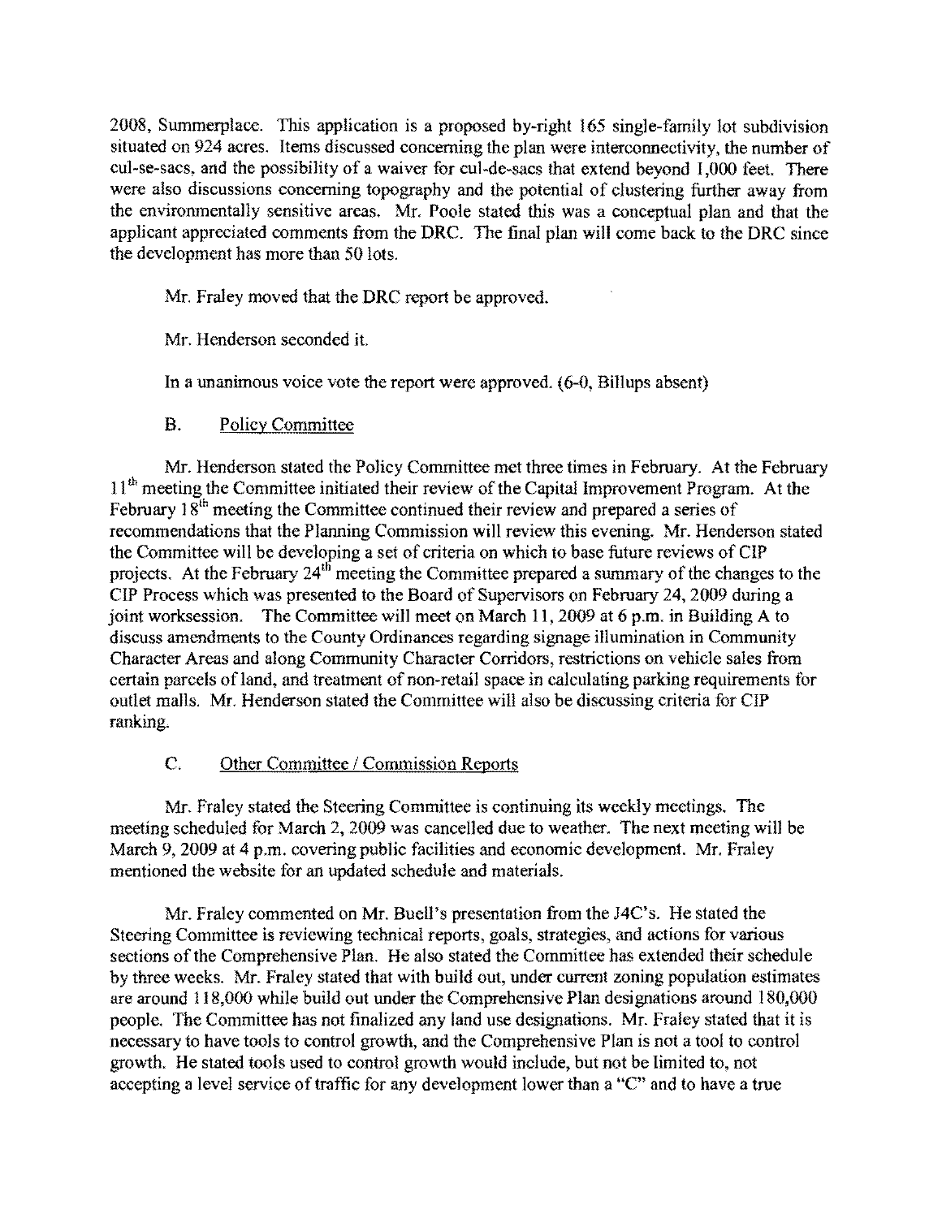2008, Summerplace. This application is a proposed by-right 165 single-family lot subdivision situated on 924 acres. Items discussed concerning the plan were interconnectivity, the number of cul-se-sacs, and the possibility of a waiver for cul-de-sacs that extend beyond 1,000 feet. There were also discussions concerning topography and the potential of clustering further away from the environmentally sensitive areas. Mr. Poole stated this was a conceptual plan and that the applicant appreciated comments from the DRC. The final plan will come back to the DRC since the development has more than 50 lots.

Mr. Fraley moved that the DRC report be approved.

Mr. Henderson seconded it.

In a unanimous voice vote the report were approved. (6-0, Billups absent)

B. Policy Committee

Mr. Henderson stated the Policy Committee met three times in February. At the February 11th meeting the Committee initiated their review of the Capital Improvement Program. At the February 18th meeting the Committee continued their review and prepared a series of recommendations that the Planning Commission will review this evening. Mr. Henderson stated the Committee will be developing a set of criteria on which to base future reviews of CIP projects. At the February 24th meeting the Committee prepared a summary of the changes to the CIP Process which was presented to the Board of Supervisors on February 24, 2009 during a joint worksession. The Committee will meet on March 11, 2009 at 6 p.m. in Building A to discuss amendments to the County Ordinances regarding signage illumination in Community Character Areas and along Community Character Corridors, restrictions on vehicle sales from certain parcels of land, and treatment of non-retail space in calculating parking requirements for outlet malls. Mr. Henderson stated the Committee will also be discussing criteria for CIP ranking.

C. Other Committee / Commission Reports

Mr. Fraley stated the Steering Committee is continuing its weekly meetings. The meeting scheduled for March 2, 2009 was cancelled due to weather. The next meeting will be March 9, 2009 at 4 p.m. covering public facilities and economic development. Mr. Fraley mentioned the website for an updated schedule and materials.

Mr. Fraley commented on Mr. Buell's presentation from the J4C's. He stated the Steering Committee is reviewing technical reports, goals, strategies, and actions for various sections of the Comprehensive Plan. He also stated the Committee has extended their schedule by three weeks. Mr. Fraley stated that with build out, under current zoning population estimates are around 118,000 while build out under the Comprehensive Plan designations around 180,000 people. The Committee has not finalized any land use designations. Mr. Fraley stated that it is necessary to have tools to control growth, and the Comprehensive Plan is not a tool to control growth. He stated tools used to control growth would include, but not be limited to, not accepting a level service of traffic for any development lower than a "C" and to have a true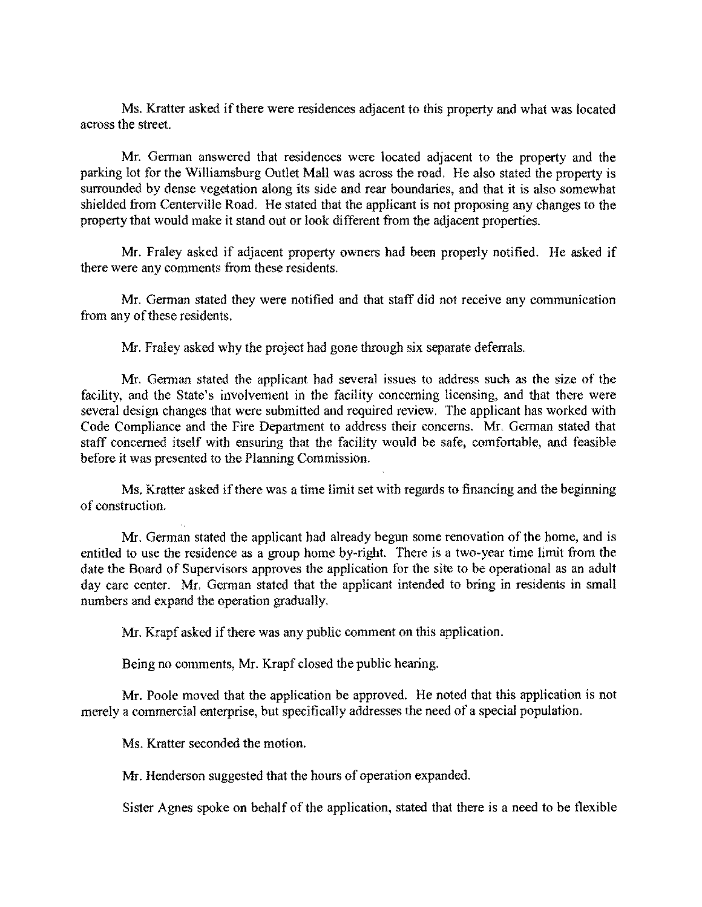Ms. Kratter asked if there were residences adjacent to this property and what was located across the street.

Mr. German answered that residences were located adjacent to the property and the parking lot for the Williamsburg Outlet Mall was across the road. He also stated the property is surrounded by dense vegetation along its side and rear boundaries, and that it is also somewhat shielded from Centerville Road. He stated that the applicant is not proposing any changes to the property that would make it stand out or look different from the adjacent properties.

Mr. Fraley asked if adjacent property owners had been properly notified. He asked if there were any comments from these residents.

Mr. German stated they were notified and that staff did not receive any communication from any of these residents.

Mr. Fraley asked why the project had gone through six separate deferrals.

Mr. German stated the applicant had several issues to address such as the size of the facility, and the State's involvement in the facility concerning licensing, and that there were several design changes that were submitted and required review. The applicant has worked with Code Compliance and the Fire Department to address their concerns. Mr. German stated that staff concerned itself with ensuring that the facility would be safe, comfortable, and feasible before it was presented to the Planning Commission.

Ms. Kratter asked if there was a time limit set with regards to financing and the beginning of construction.

Mr. German stated the applicant had already begun some renovation of the home, and is entitled to use the residence as a group home by-right. There is a two-year time limit from the date the Board of Supervisors approves the application for the site to be operational as an adult day care center. Mr. German stated that the applicant intended to bring in residents in small numbers and expand the operation gradually.

Mr. Krapf asked if there was any public comment on this application.

Being no comments, Mr. Krapf closed the public hearing.

Mr. Poole moved that the application be approved. He noted that this application is not merely a commercial enterprise, but specifically addresses the need of a special population.

Ms. Kratter seconded the motion.

Mr. Henderson suggested that the hours of operation expanded.

Sister Agnes spoke on behalf of the application, stated that there is a need to be flexible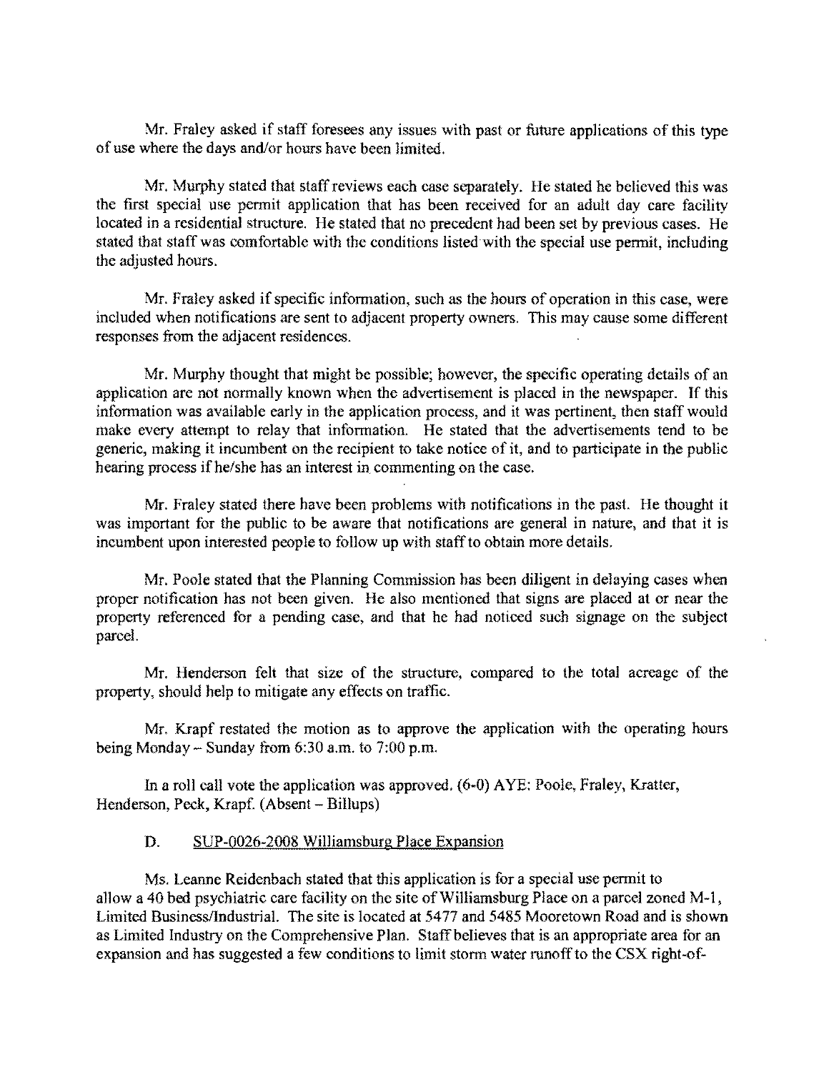Mr. Fraley asked if staff foresees any issues with past or future applications of this type of use where the days and/or hours have been limited.

Mr. Murphy stated that staff reviews each case separately. He stated he believed this was the first special use permit application that has been received for an adult day care facility located in a residential structure. He stated that no precedent had been set by previous cases. He stated that staff was comfortable with the conditions listed with the special use permit, including the adjusted hours.

Mr. Fraley asked if specific information, such as the hours of operation in this case, were included when notifications are sent to adjacent property owners. This may cause some different responses from the adjacent residences.

Mr. Murphy thought that might be possible; however, the specific operating details of an application are not normally known when the advertisement is placed in the newspaper. If this information was available early in the application process, and it was pertinent, then staff would make every attempt to relay that information. He stated that the advertisements tend to be generic, making it incumbent on the recipient to take notice of it, and to participate in the public hearing process if he/she has an interest in commenting on the case.

Mr. Fraley stated there have been problems with notifications in the past. He thought it was important for the public to be aware that notifications are general in nature, and that it is incumbent upon interested people to follow up with staff to obtain more details.

Mr. Poole stated that the Planning Commission has been diligent in delaying cases when proper notification has not been given. He also mentioned that signs are placed at or near the property referenced for a pending case, and that he had noticed such signage on the subject parcel.

Mr. Henderson felt that size of the structure, compared to the total acreage of the property, should help to mitigate any effects on traffic.

Mr. Krapf restated the motion as to approve the application with the operating hours being Monday – Sunday from 6:30 a.m. to 7:00 p.m.

In a roll call vote the application was approved. (6-0) AYE: Poole, Fraley, Kratter, Henderson, Peck, Krapf. (Absent – Billups)

D. SUP-0026-2008 Williamsburg Place Expansion

Ms. Leanne Reidenbach stated that this application is for a special use permit to allow a 40 bed psychiatric care facility on the site of Williamsburg Place on a parcel zoned M-1, Limited Business/Industrial. The site is located at 5477 and 5485 Mooretown Road and is shown as Limited Industry on the Comprehensive Plan. Staff believes that is an appropriate area for an expansion and has suggested a few conditions to limit storm water runoff to the CSX right-of-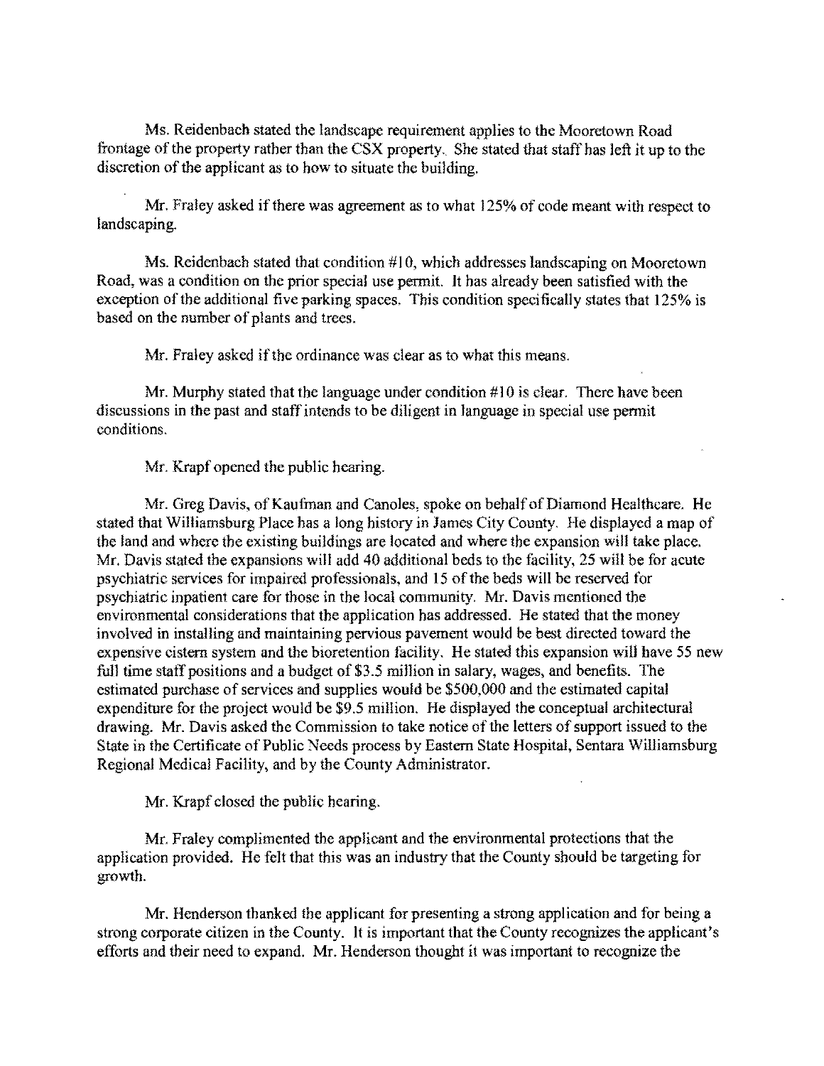Ms. Reidenbach stated the landscape requirement applies to the Mooretown Road frontage of the property rather than the CSX property. She stated that staff has left it up to the discretion of the applicant as to how to situate the building.

Mr. Fraley asked if there was agreement as to what 125% of code meant with respect to landscaping.

Ms. Reidenbach stated that condition #10, which addresses landscaping on Mooretown Road, was a condition on the prior special use permit. It has already been satisfied with the exception of the additional five parking spaces. This condition specifically states that 125% is based on the number of plants and trees.

Mr. Fraley asked if the ordinance was clear as to what this means.

Mr. Murphy stated that the language under condition #10 is clear. There have been discussions in the past and staff intends to be diligent in language in special use permit conditions.

Mr. Krapf opened the public hearing.

Mr. Greg Davis, of Kaufman and Canoles, spoke on behalf of Diamond Healthcare. He stated that Williamsburg Place has a long history in James City County. He displayed a map of the land and where the existing buildings are located and where the expansion will take place. Mr. Davis stated the expansions will add 40 additional beds to the facility, 25 will be for acute psychiatric services for impaired professionals, and 15 of the beds will be reserved for psychiatric inpatient care for those in the local community. Mr. Davis mentioned the environmental considerations that the application has addressed. He stated that the money involved in installing and maintaining pervious pavement would be best directed toward the expensive cistern system and the bioretention facility. He stated this expansion will have 55 new full time staff positions and a budget of $3.5 million in salary, wages, and benefits. The estimated purchase of services and supplies would be $500,000 and the estimated capital expenditure for the project would be $9.5 million. He displayed the conceptual architectural drawing. Mr. Davis asked the Commission to take notice of the letters of support issued to the State in the Certificate of Public Needs process by Eastern State Hospital, Sentara Williamsburg Regional Medical Facility, and by the County Administrator.

Mr. Krapf closed the public hearing.

Mr. Fraley complimented the applicant and the environmental protections that the application provided. He felt that this was an industry that the County should be targeting for growth.

Mr. Henderson thanked the applicant for presenting a strong application and for being a strong corporate citizen in the County. It is important that the County recognizes the applicant's efforts and their need to expand. Mr. Henderson thought it was important to recognize the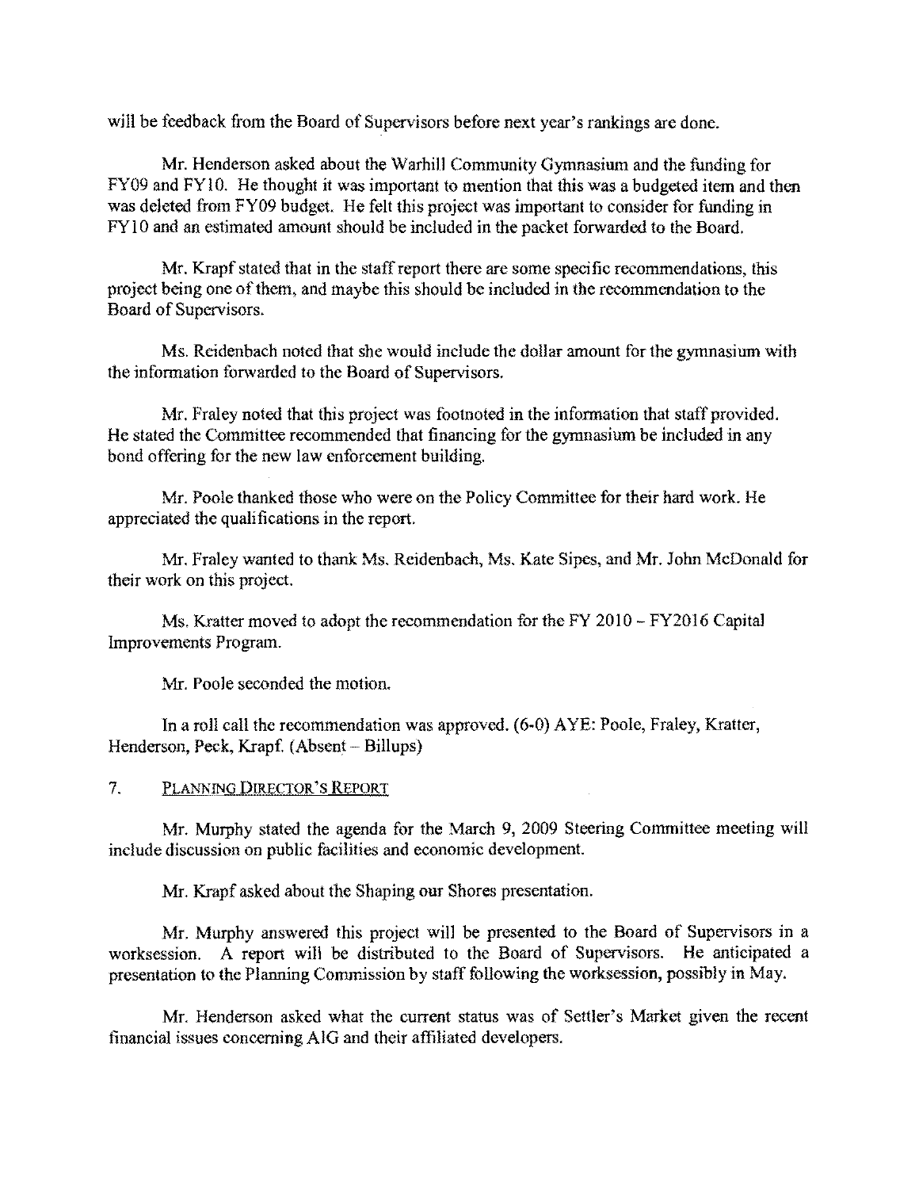will be feedback from the Board of Supervisors before next year's rankings are done.

Mr. Henderson asked about the Warhill Community Gymnasium and the funding for FY09 and FY10. He thought it was important to mention that this was a budgeted item and then was deleted from FY09 budget. He felt this project was important to consider for funding in FY10 and an estimated amount should be included in the packet forwarded to the Board.

Mr. Krapf stated that in the staff report there are some specific recommendations, this project being one of them, and maybe this should be included in the recommendation to the Board of Supervisors.

Ms. Reidenbach noted that she would include the dollar amount for the gymnasium with the information forwarded to the Board of Supervisors.

Mr. Fraley noted that this project was footnoted in the information that staff provided. He stated the Committee recommended that financing for the gymnasium be included in any bond offering for the new law enforcement building.

Mr. Poole thanked those who were on the Policy Committee for their hard work. He appreciated the qualifications in the report.

Mr. Fraley wanted to thank Ms. Reidenbach, Ms. Kate Sipes, and Mr. John McDonald for their work on this project.

Ms. Kratter moved to adopt the recommendation for the FY 2010 – FY2016 Capital Improvements Program.

Mr. Poole seconded the motion.

In a roll call the recommendation was approved. (6-0) AYE: Poole, Fraley, Kratter, Henderson, Peck, Krapf. (Absent – Billups)

7. PLANNING DIRECTOR'S REPORT

Mr. Murphy stated the agenda for the March 9, 2009 Steering Committee meeting will include discussion on public facilities and economic development.

Mr. Krapf asked about the Shaping our Shores presentation.

Mr. Murphy answered this project will be presented to the Board of Supervisors in a worksession. A report will be distributed to the Board of Supervisors. He anticipated a presentation to the Planning Commission by staff following the worksession, possibly in May.

Mr. Henderson asked what the current status was of Settler's Market given the recent financial issues concerning AIG and their affiliated developers.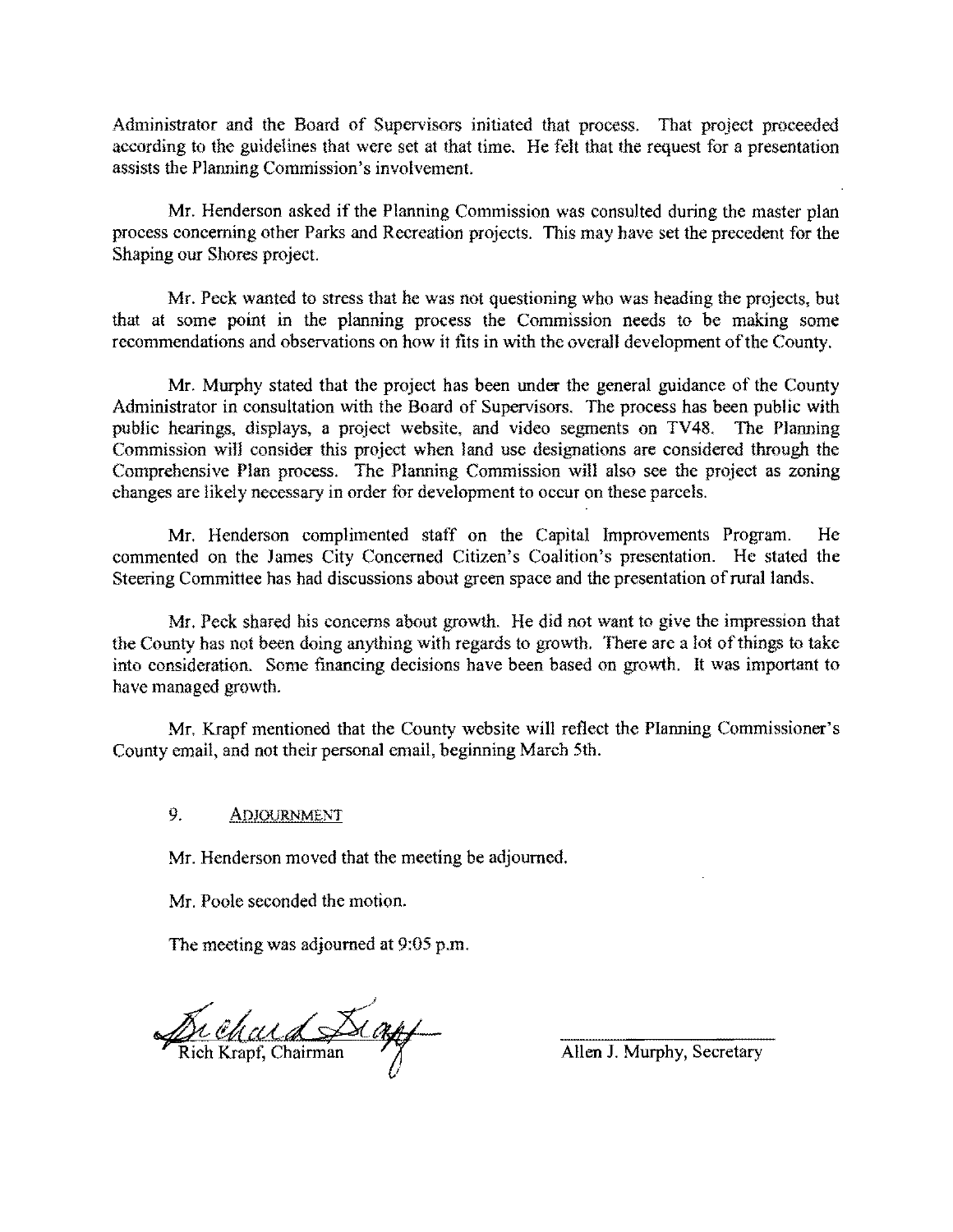Administrator and the Board of Supervisors initiated that process. That project proceeded according to the guidelines that were set at that time. He felt that the request for a presentation assists the Planning Commission's involvement.

Mr. Henderson asked if the Planning Commission was consulted during the master plan process concerning other Parks and Recreation projects. This may have set the precedent for the Shaping our Shores project.

Mr. Peck wanted to stress that he was not questioning who was heading the projects, but that at some point in the planning process the Commission needs to be making some recommendations and observations on how it fits in with the overall development of the County.

Mr. Murphy stated that the project has been under the general guidance of the County Administrator in consultation with the Board of Supervisors. The process has been public with public hearings, displays, a project website, and video segments on TV48. The Planning Commission will consider this project when land use designations are considered through the Comprehensive Plan process. The Planning Commission will also see the project as zoning changes are likely necessary in order for development to occur on these parcels.

Mr. Henderson complimented staff on the Capital Improvements Program. He commented on the James City Concerned Citizen's Coalition's presentation. He stated the Steering Committee has had discussions about green space and the presentation of rural lands.

Mr. Peck shared his concerns about growth. He did not want to give the impression that the County has not been doing anything with regards to growth. There are a lot of things to take into consideration. Some financing decisions have been based on growth. It was important to have managed growth.

Mr. Krapf mentioned that the County website will reflect the Planning Commissioner's County email, and not their personal email, beginning March 5th.

9. ADJOURNMENT

Mr. Henderson moved that the meeting be adjourned.

Mr. Poole seconded the motion.

The meeting was adjourned at 9:05 p.m.

Rich Krapf, Chairman

Allen J. Murphy, Secretary